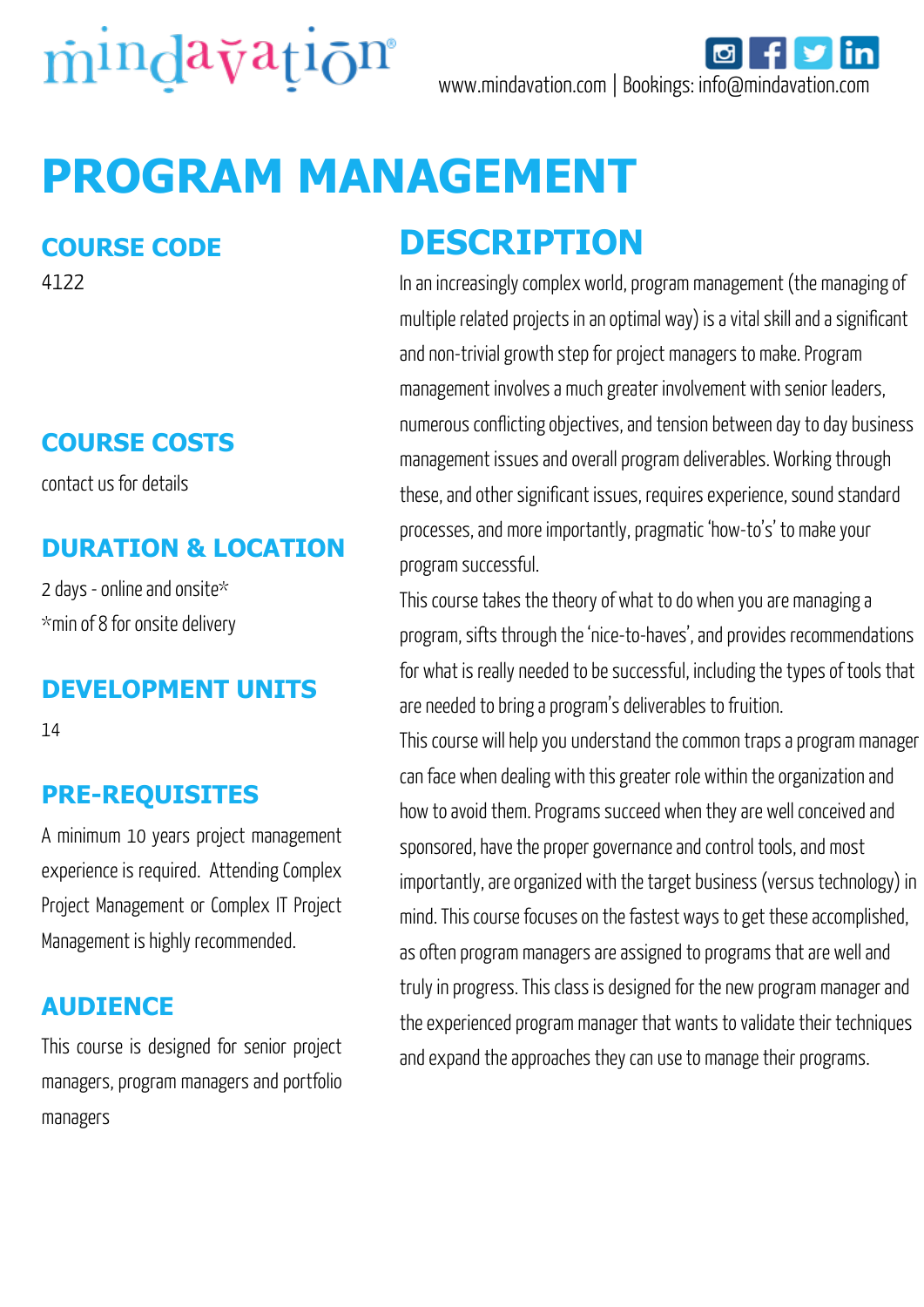mindavation®

www.mindavation.com | Bookings: info@mindavation.com

# PROGRAM MANAGEMENT

## COURSE CODE

4122

## COURSE COSTS

contact us for details

## DURATION & LOCATION

2 days - online and onsite*

*min of 8 for onsite delivery

## DEVELOPMENT UNITS

14

## PRE-REQUISITES

A minimum 10 years project management experience is required. Attending Complex Project Management or Complex IT Project Management is highly recommended.

## AUDIENCE

This course is designed for senior project managers, program managers and portfolio managers

## DESCRIPTION

In an increasingly complex world, program management (the managing of multiple related projects in an optimal way) is a vital skill and a significant and non-trivial growth step for project managers to make. Program management involves a much greater involvement with senior leaders, numerous conflicting objectives, and tension between day to day business management issues and overall program deliverables. Working through these, and other significant issues, requires experience, sound standard processes, and more importantly, pragmatic 'how-to's' to make your program successful.

This course takes the theory of what to do when you are managing a program, sifts through the 'nice-to-haves', and provides recommendations for what is really needed to be successful, including the types of tools that are needed to bring a program's deliverables to fruition.

This course will help you understand the common traps a program manager can face when dealing with this greater role within the organization and how to avoid them. Programs succeed when they are well conceived and sponsored, have the proper governance and control tools, and most importantly, are organized with the target business (versus technology) in mind. This course focuses on the fastest ways to get these accomplished, as often program managers are assigned to programs that are well and truly in progress. This class is designed for the new program manager and the experienced program manager that wants to validate their techniques and expand the approaches they can use to manage their programs.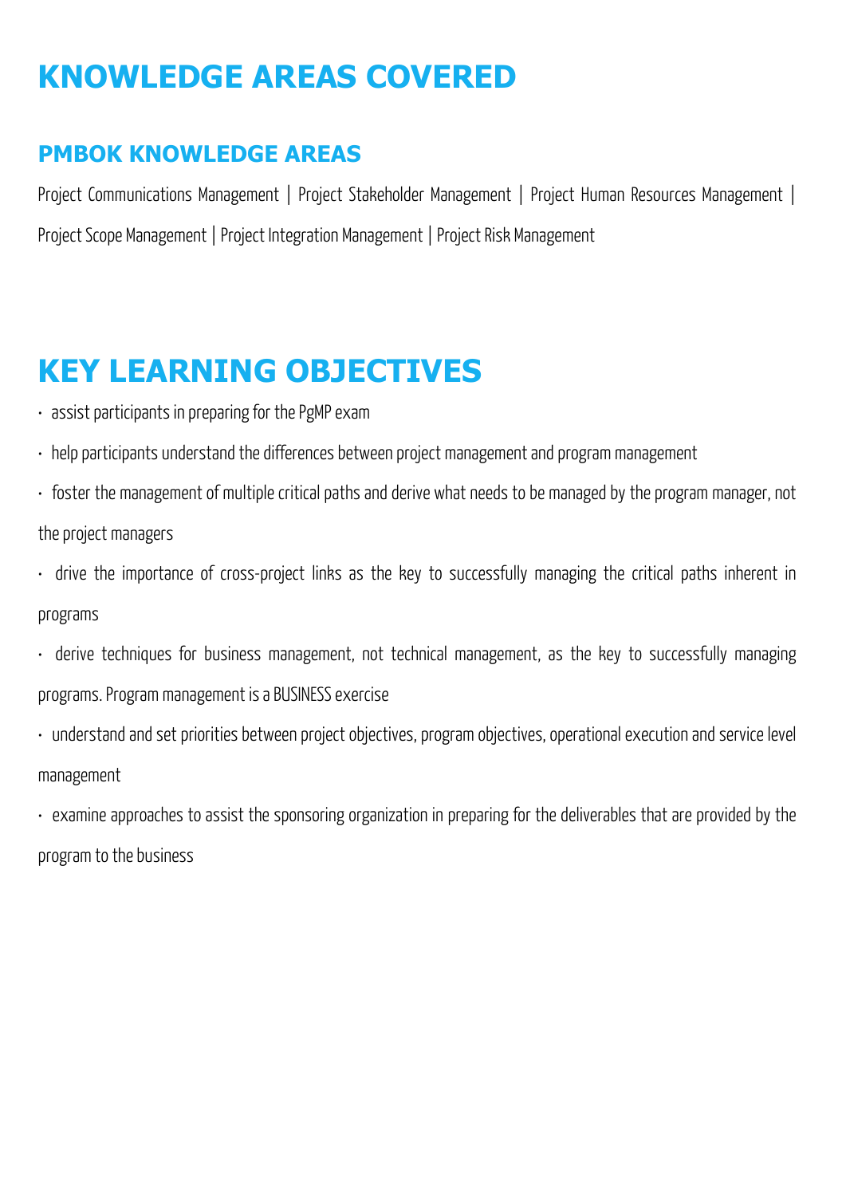# KNOWLEDGE AREAS COVERED

## PMBOK KNOWLEDGE AREAS

Project Communications Management | Project Stakeholder Management | Project Human Resources Management | Project Scope Management | Project Integration Management | Project Risk Management

# KEY LEARNING OBJECTIVES

- assist participants in preparing for the PgMP exam
- help participants understand the differences between project management and program management
- foster the management of multiple critical paths and derive what needs to be managed by the program manager, not the project managers
- drive the importance of cross-project links as the key to successfully managing the critical paths inherent in programs
- derive techniques for business management, not technical management, as the key to successfully managing programs. Program management is a BUSINESS exercise
- understand and set priorities between project objectives, program objectives, operational execution and service level management
- examine approaches to assist the sponsoring organization in preparing for the deliverables that are provided by the program to the business